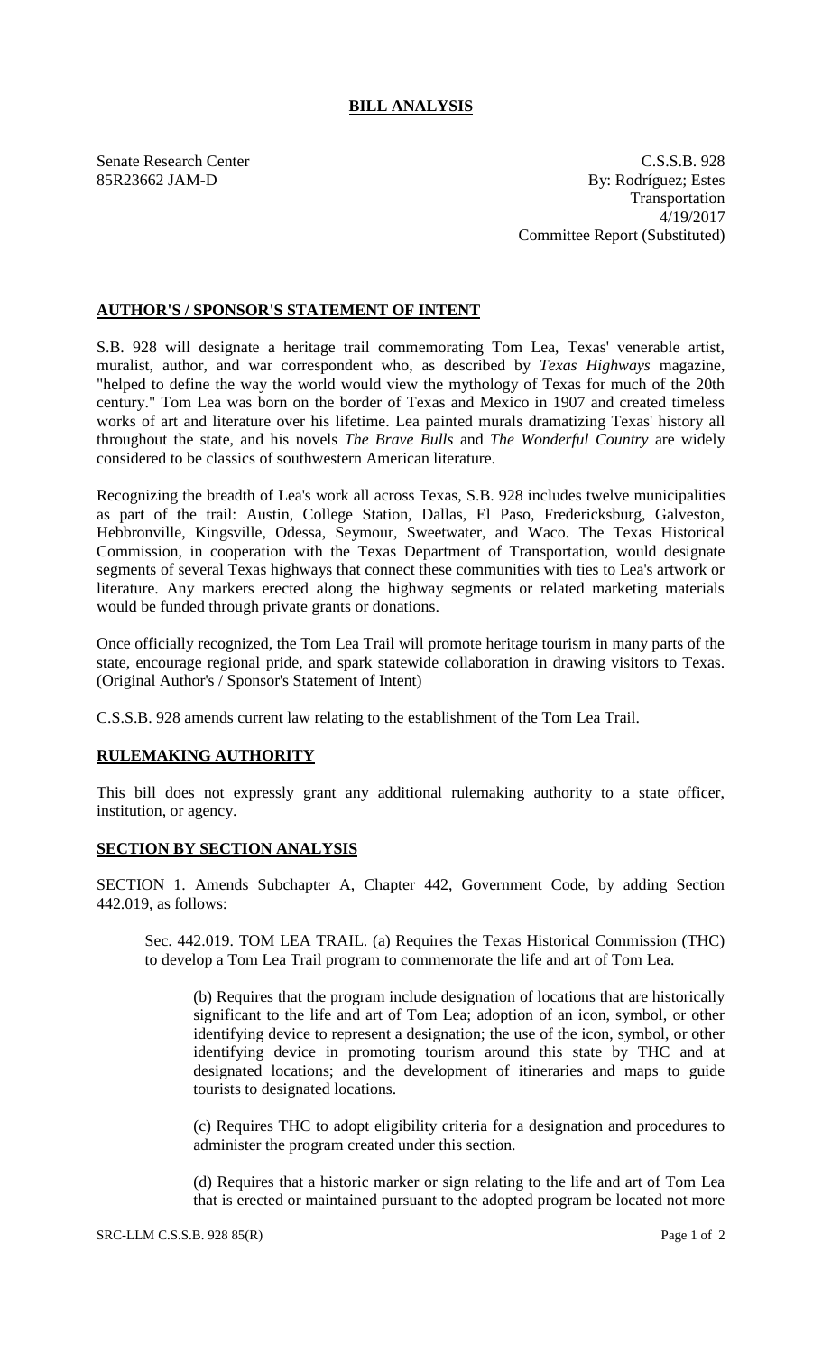# BILL ANALYSIS

Senate Research Center
85R23662 JAM-D

C.S.S.B. 928
By: Rodríguez; Estes
Transportation
4/19/2017
Committee Report (Substituted)

## AUTHOR'S / SPONSOR'S STATEMENT OF INTENT

S.B. 928 will designate a heritage trail commemorating Tom Lea, Texas' venerable artist, muralist, author, and war correspondent who, as described by *Texas Highways* magazine, "helped to define the way the world would view the mythology of Texas for much of the 20th century." Tom Lea was born on the border of Texas and Mexico in 1907 and created timeless works of art and literature over his lifetime. Lea painted murals dramatizing Texas' history all throughout the state, and his novels *The Brave Bulls* and *The Wonderful Country* are widely considered to be classics of southwestern American literature.

Recognizing the breadth of Lea's work all across Texas, S.B. 928 includes twelve municipalities as part of the trail: Austin, College Station, Dallas, El Paso, Fredericksburg, Galveston, Hebbronville, Kingsville, Odessa, Seymour, Sweetwater, and Waco. The Texas Historical Commission, in cooperation with the Texas Department of Transportation, would designate segments of several Texas highways that connect these communities with ties to Lea's artwork or literature. Any markers erected along the highway segments or related marketing materials would be funded through private grants or donations.

Once officially recognized, the Tom Lea Trail will promote heritage tourism in many parts of the state, encourage regional pride, and spark statewide collaboration in drawing visitors to Texas. (Original Author's / Sponsor's Statement of Intent)

C.S.S.B. 928 amends current law relating to the establishment of the Tom Lea Trail.

## RULEMAKING AUTHORITY

This bill does not expressly grant any additional rulemaking authority to a state officer, institution, or agency.

## SECTION BY SECTION ANALYSIS

SECTION 1. Amends Subchapter A, Chapter 442, Government Code, by adding Section 442.019, as follows:

Sec. 442.019. TOM LEA TRAIL. (a) Requires the Texas Historical Commission (THC) to develop a Tom Lea Trail program to commemorate the life and art of Tom Lea.

(b) Requires that the program include designation of locations that are historically significant to the life and art of Tom Lea; adoption of an icon, symbol, or other identifying device to represent a designation; the use of the icon, symbol, or other identifying device in promoting tourism around this state by THC and at designated locations; and the development of itineraries and maps to guide tourists to designated locations.

(c) Requires THC to adopt eligibility criteria for a designation and procedures to administer the program created under this section.

(d) Requires that a historic marker or sign relating to the life and art of Tom Lea that is erected or maintained pursuant to the adopted program be located not more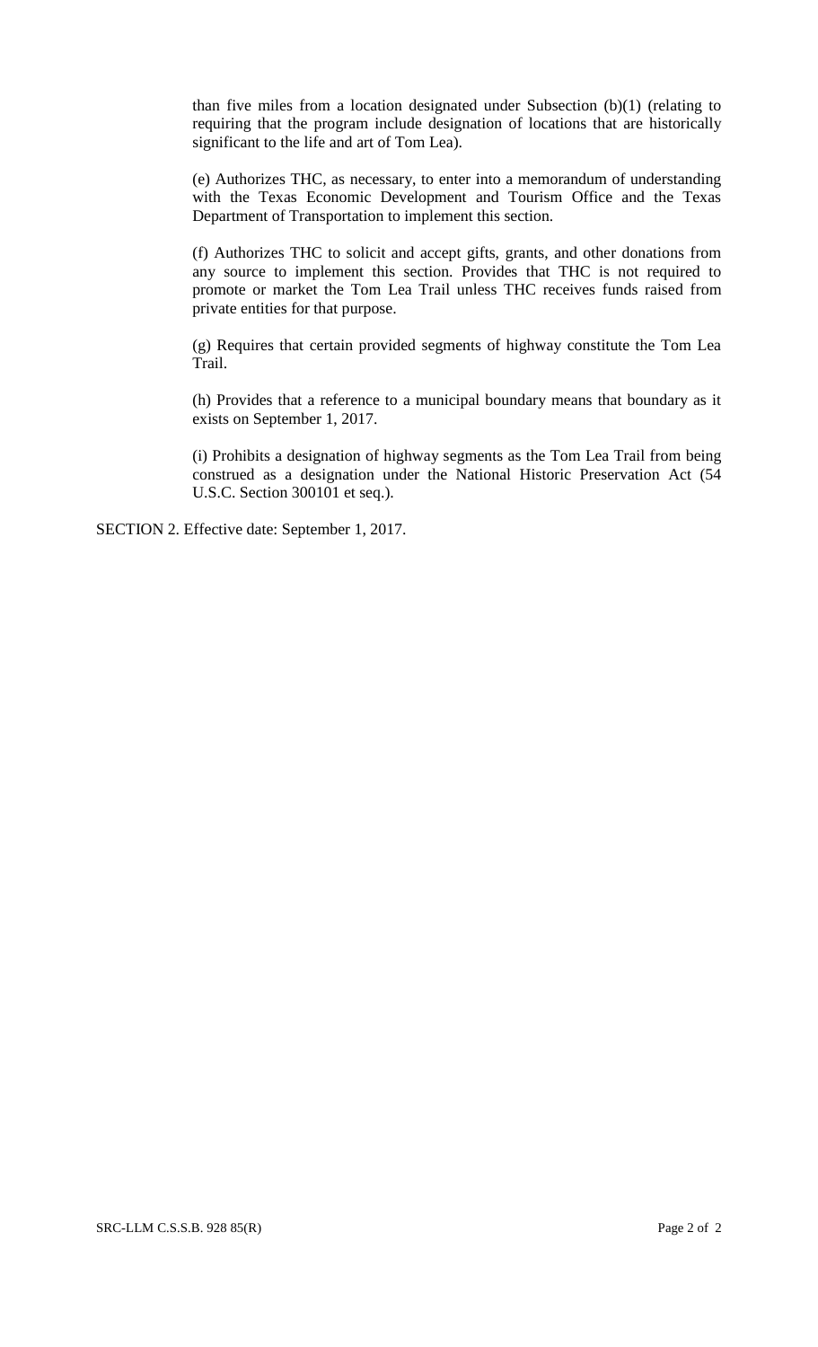than five miles from a location designated under Subsection (b)(1) (relating to requiring that the program include designation of locations that are historically significant to the life and art of Tom Lea).

(e) Authorizes THC, as necessary, to enter into a memorandum of understanding with the Texas Economic Development and Tourism Office and the Texas Department of Transportation to implement this section.

(f) Authorizes THC to solicit and accept gifts, grants, and other donations from any source to implement this section. Provides that THC is not required to promote or market the Tom Lea Trail unless THC receives funds raised from private entities for that purpose.

(g) Requires that certain provided segments of highway constitute the Tom Lea Trail.

(h) Provides that a reference to a municipal boundary means that boundary as it exists on September 1, 2017.

(i) Prohibits a designation of highway segments as the Tom Lea Trail from being construed as a designation under the National Historic Preservation Act (54 U.S.C. Section 300101 et seq.).

SECTION 2. Effective date: September 1, 2017.